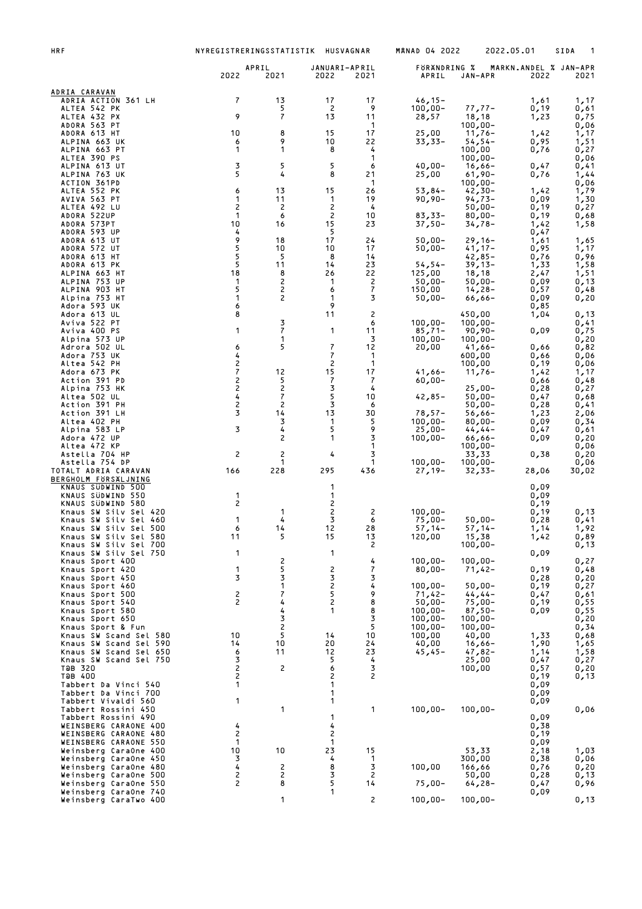HRF NYREGISTRERINGSSTATISTIK HUSVAGNAR MÅNAD 04 2022 2022.05.01

| | APRIL | | JANUARI-APRIL | | FÖRÄNDRING % | | MARKN.ANDEL % JAN-APR | |
|---|---|---|---|---|---|---|---|---|
| | 2022 | 2021 | 2022 | 2021 | APRIL | JAN-APR | 2022 | 2021 |
| **ADRIA CARAVAN** | | | | | | | | |
| ADRIA ACTION 361 LH | 7 | 13 | 17 | 17 | 46,15- | | 1,61 | 1,17 |
| ALTEA 542 PK | | 5 | 2 | 9 | 100,00- | 77,77- | 0,19 | 0,61 |
| ALTEA 432 PX | 9 | 7 | 13 | 11 | 28,57 | 18,18 | 1,23 | 0,75 |
| ADORA 563 PT | | | | 1 | | 100,00- | | 0,06 |
| ADORA 613 HT | 10 | 8 | 15 | 17 | 25,00 | 11,76- | 1,42 | 1,17 |
| ALPINA 663 UK | 6 | 9 | 10 | 22 | 33,33- | 54,54- | 0,95 | 1,51 |
| ALPINA 663 PT | 1 | 1 | 8 | 4 | | 100,00 | 0,76 | 0,27 |
| ALTEA 390 PS | | | | 1 | | 100,00- | | 0,06 |
| ALPINA 613 UT | 3 | 5 | 5 | 6 | 40,00- | 16,66- | 0,47 | 0,41 |
| ALPINA 763 UK | 5 | 4 | 8 | 21 | 25,00 | 61,90- | 0,76 | 1,44 |
| ACTION 361PD | | | | 1 | | 100,00- | | 0,06 |
| ALTEA 552 PK | 6 | 13 | 15 | 26 | 53,84- | 42,30- | 1,42 | 1,79 |
| AVIVA 563 PT | 1 | 11 | 1 | 19 | 90,90- | 94,73- | 0,09 | 1,30 |
| ALTEA 492 LU | 2 | 2 | 2 | 4 | | 50,00- | 0,19 | 0,27 |
| ADORA 522UP | 1 | 6 | 2 | 10 | 83,33- | 80,00- | 0,19 | 0,68 |
| ADORA 573PT | 10 | 16 | 15 | 23 | 37,50- | 34,78- | 1,42 | 1,58 |
| ADORA 593 UP | 4 | | 5 | | | | 0,47 | |
| ADORA 613 UT | 9 | 18 | 17 | 24 | 50,00- | 29,16- | 1,61 | 1,65 |
| ADORA 572 UT | 5 | 10 | 10 | 17 | 50,00- | 41,17- | 0,95 | 1,17 |
| ADORA 613 HT | 5 | 5 | 8 | 14 | | 42,85- | 0,76 | 0,96 |
| ADORA 613 PK | 5 | 11 | 14 | 23 | 54,54- | 39,13- | 1,33 | 1,58 |
| ALPINA 663 HT | 18 | 8 | 26 | 22 | 125,00 | 18,18 | 2,47 | 1,51 |
| ALPINA 753 UP | 1 | 2 | 1 | 2 | 50,00- | 50,00- | 0,09 | 0,13 |
| ALPINA 903 HT | 5 | 2 | 6 | 7 | 150,00 | 14,28- | 0,57 | 0,48 |
| Alpina 753 HT | 1 | 2 | 1 | 3 | 50,00- | 66,66- | 0,09 | 0,20 |
| Adora 593 UK | 6 | | 9 | | | | 0,85 | |
| Adora 613 UL | 8 | | 11 | 2 | | 450,00 | 1,04 | 0,13 |
| Aviva 522 PT | | 3 | | 6 | 100,00- | 100,00- | | 0,41 |
| Aviva 400 PS | 1 | 7 | 1 | 11 | 85,71- | 90,90- | 0,09 | 0,75 |
| Alpina 573 UP | | 1 | | 3 | 100,00- | 100,00- | | 0,20 |
| Adrora 502 UL | 6 | 5 | 7 | 12 | 20,00 | 41,66- | 0,66 | 0,82 |
| Adora 753 UK | 4 | | 7 | 1 | | 600,00 | 0,66 | 0,06 |
| Altea 542 PH | 2 | | 2 | 1 | | 100,00 | 0,19 | 0,06 |
| Adora 673 PK | 7 | 12 | 15 | 17 | 41,66- | 11,76- | 1,42 | 1,17 |
| Action 391 PD | 2 | 5 | 7 | 7 | 60,00- | | 0,66 | 0,48 |
| Alpina 753 HK | 2 | 2 | 3 | 4 | | 25,00- | 0,28 | 0,27 |
| Altea 502 UL | 4 | 7 | 5 | 10 | 42,85- | 50,00- | 0,47 | 0,68 |
| Action 391 PH | 2 | 2 | 3 | 6 | | 50,00- | 0,28 | 0,41 |
| Action 391 LH | 3 | 14 | 13 | 30 | 78,57- | 56,66- | 1,23 | 2,06 |
| Altea 402 PH | | 3 | 1 | 5 | 100,00- | 80,00- | 0,09 | 0,34 |
| Alpina 583 LP | 3 | 4 | 5 | 9 | 25,00- | 44,44- | 0,47 | 0,61 |
| Adora 472 UP | | 2 | 1 | 3 | 100,00- | 66,66- | 0,09 | 0,20 |
| Altea 472 KP | | | | 1 | | 100,00- | | 0,06 |
| Astella 704 HP | 2 | 2 | 4 | 3 | | 33,33 | 0,38 | 0,20 |
| Astella 754 DP | | 1 | | 1 | 100,00- | 100,00- | | 0,06 |
| TOTALT ADRIA CARAVAN | 166 | 228 | 295 | 436 | 27,19- | 32,33- | 28,06 | 30,02 |
| **BERGHOLM FÖRSÄLJNING** | | | | | | | | |
| KNAUS SÜDWIND 500 | | | 1 | | | | 0,09 | |
| KNAUS SÜDWIND 550 | 1 | | 1 | | | | 0,09 | |
| KNAUS SÜDWIND 580 | 2 | | 2 | | | | 0,19 | |
| Knaus SW Silv Sel 420 | | 1 | 2 | 2 | 100,00- | | 0,19 | 0,13 |
| Knaus SW Silv Sel 460 | 1 | 4 | 3 | 6 | 75,00- | 50,00- | 0,28 | 0,41 |
| Knaus SW Silv Sel 500 | 6 | 14 | 12 | 28 | 57,14- | 57,14- | 1,14 | 1,92 |
| Knaus SW Silv Sel 580 | 11 | 5 | 15 | 13 | 120,00 | 15,38 | 1,42 | 0,89 |
| Knaus SW Silv Sel 700 | | | | 2 | | 100,00- | | 0,13 |
| Knaus SW Silv Sel 750 | 1 | | 1 | | | | 0,09 | |
| Knaus Sport 400 | | 2 | | 4 | 100,00- | 100,00- | | 0,27 |
| Knaus Sport 420 | 1 | 5 | 2 | 7 | 80,00- | 71,42- | 0,19 | 0,48 |
| Knaus Sport 450 | 3 | 3 | 3 | 3 | | | 0,28 | 0,20 |
| Knaus Sport 460 | | 1 | 2 | 4 | 100,00- | 50,00- | 0,19 | 0,27 |
| Knaus Sport 500 | 2 | 7 | 5 | 9 | 71,42- | 44,44- | 0,47 | 0,61 |
| Knaus Sport 540 | 2 | 4 | 2 | 8 | 50,00- | 75,00- | 0,19 | 0,55 |
| Knaus Sport 580 | | 4 | 1 | 8 | 100,00- | 87,50- | 0,09 | 0,55 |
| Knaus Sport 650 | | 3 | | 3 | 100,00- | 100,00- | | 0,20 |
| Knaus Sport & Fun | | 2 | | 5 | 100,00- | 100,00- | | 0,34 |
| Knaus SW Scand Sel 580 | 10 | 5 | 14 | 10 | 100,00 | 40,00 | 1,33 | 0,68 |
| Knaus SW Scand Sel 590 | 14 | 10 | 20 | 24 | 40,00 | 16,66- | 1,90 | 1,65 |
| Knaus SW Scand Sel 650 | 6 | 11 | 12 | 23 | 45,45- | 47,82- | 1,14 | 1,58 |
| Knaus SW Scand Sel 750 | 3 | | 5 | 4 | | 25,00 | 0,47 | 0,27 |
| T@B 320 | 2 | 2 | 6 | 3 | | 100,00 | 0,57 | 0,20 |
| T@B 400 | 2 | | 2 | 2 | | | 0,19 | 0,13 |
| Tabbert Da Vinci 540 | 1 | | 1 | | | | 0,09 | |
| Tabbert Da Vinci 700 | | | 1 | | | | 0,09 | |
| Tabbert Vivaldi 560 | 1 | | 1 | | | | 0,09 | |
| Tabbert Rossini 450 | | 1 | | 1 | 100,00- | 100,00- | | 0,06 |
| Tabbert Rossini 490 | | | 1 | | | | 0,09 | |
| WEINSBERG CARAONE 400 | 4 | | 4 | | | | 0,38 | |
| WEINSBERG CARAONE 480 | 2 | | 2 | | | | 0,19 | |
| WEINSBERG CARAONE 550 | 1 | | 1 | | | | 0,09 | |
| Weinsberg CaraOne 400 | 10 | 10 | 23 | 15 | | 53,33 | 2,18 | 1,03 |
| Weinsberg CaraOne 450 | 3 | | 4 | 1 | | 300,00 | 0,38 | 0,06 |
| Weinsberg CaraOne 480 | 4 | 2 | 8 | 3 | 100,00 | 166,66 | 0,76 | 0,20 |
| Weinsberg CaraOne 500 | 2 | 2 | 3 | 2 | | 50,00 | 0,28 | 0,13 |
| Weinsberg CaraOne 550 | 2 | 8 | 5 | 14 | 75,00- | 64,28- | 0,47 | 0,96 |
| Weinsberg CaraOne 740 | | | 1 | | | | 0,09 | |
| Weinsberg CaraTwo 400 | | 1 | | 2 | 100,00- | 100,00- | | 0,13 |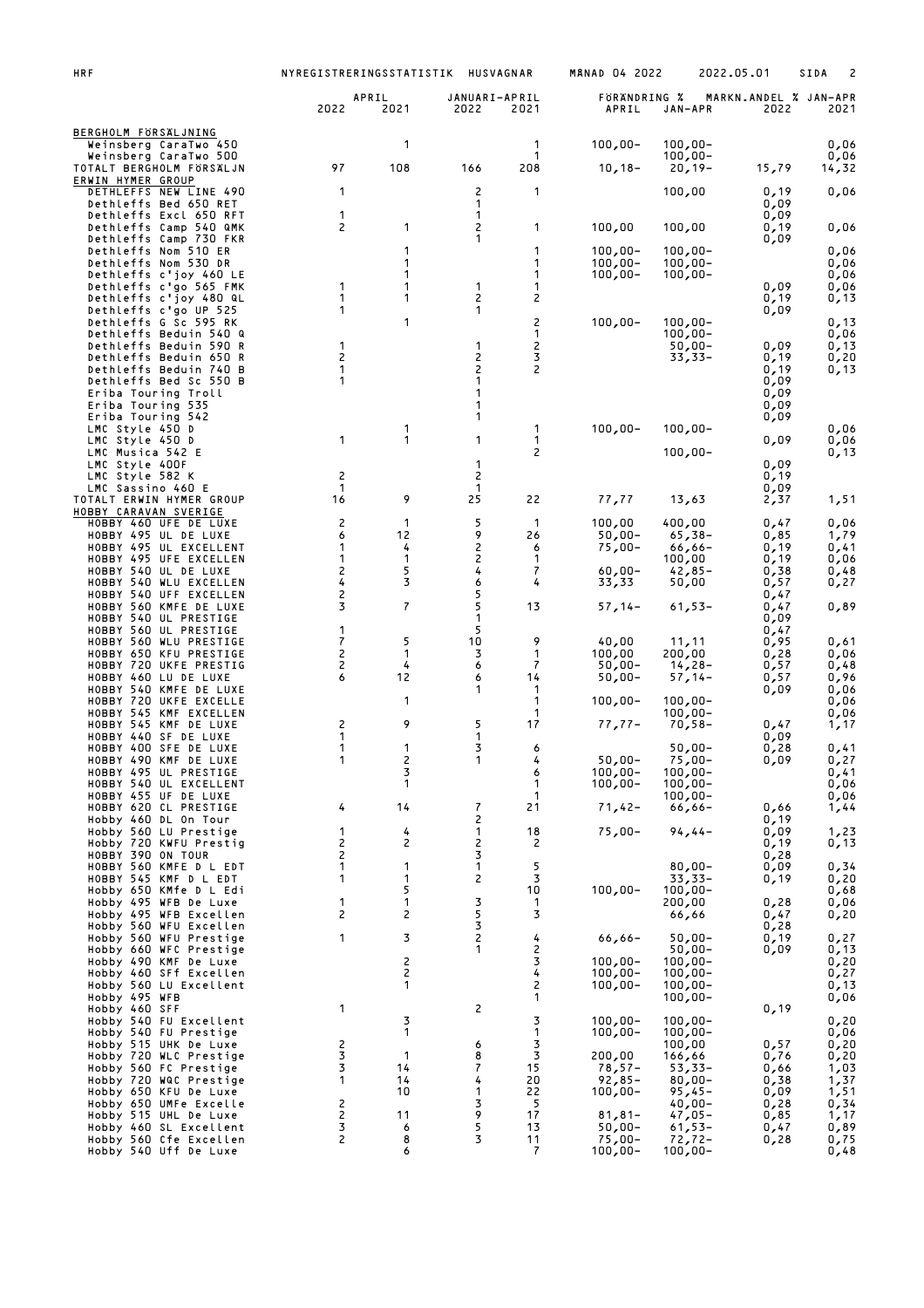| | APRIL | | JANUARI-APRIL | | FÖRÄNDRING % | | MARKN.ANDEL % JAN-APR | |
|---|---|---|---|---|---|---|---|---|
| | 2022 | 2021 | 2022 | 2021 | APRIL | JAN-APR | 2022 | 2021 |
| **BERGHOLM FÖRSÄLJNING** | | | | | | | | |
| Weinsberg CaraTwo 450 | | 1 | | 1 | 100,00- | 100,00- | | 0,06 |
| Weinsberg CaraTwo 500 | | | | 1 | | 100,00- | | 0,06 |
| TOTALT BERGHOLM FÖRSÄLJN | 97 | 108 | 166 | 208 | 10,18- | 20,19- | 15,79 | 14,32 |
| **ERWIN HYMER GROUP** | | | | | | | | |
| DETHLEFFS NEW LINE 490 | 1 | | 2 | 1 | | 100,00 | 0,19 | 0,06 |
| Dethleffs Bed 650 RET | | | 1 | | | | 0,09 | |
| Dethleffs Excl 650 RFT | 1 | | 1 | | | | 0,09 | |
| Dethleffs Camp 540 QMK | 2 | 1 | 2 | 1 | 100,00 | 100,00 | 0,19 | 0,06 |
| Dethleffs Camp 730 FKR | | | 1 | | | | 0,09 | |
| Dethleffs Nom 510 ER | | 1 | | 1 | 100,00- | 100,00- | | 0,06 |
| Dethleffs Nom 530 DR | | 1 | | 1 | 100,00- | 100,00- | | 0,06 |
| Dethleffs c'joy 460 LE | | 1 | | 1 | 100,00- | 100,00- | | 0,06 |
| Dethleffs c'go 565 FMK | 1 | 1 | 1 | 1 | | | 0,09 | 0,06 |
| Dethleffs c'joy 480 QL | 1 | 1 | 2 | 2 | | | 0,19 | 0,13 |
| Dethleffs c'go UP 525 | 1 | | 1 | | | | 0,09 | |
| Dethleffs G Sc 595 RK | | 1 | | 2 | 100,00- | 100,00- | | 0,13 |
| Dethleffs Beduin 540 Q | | | | 1 | | 100,00- | | 0,06 |
| Dethleffs Beduin 590 R | 1 | | 1 | 2 | | 50,00- | 0,09 | 0,13 |
| Dethleffs Beduin 650 R | 2 | | 2 | 3 | | 33,33- | 0,19 | 0,20 |
| Dethleffs Beduin 740 B | 1 | | 2 | 2 | | | 0,19 | 0,13 |
| Dethleffs Bed Sc 550 B | 1 | | 1 | | | | 0,09 | |
| Eriba Touring Troll | | | 1 | | | | 0,09 | |
| Eriba Touring 535 | | | 1 | | | | 0,09 | |
| Eriba Touring 542 | | | 1 | | | | 0,09 | |
| LMC Style 450 D | | 1 | | 1 | 100,00- | 100,00- | | 0,06 |
| LMC Style 450 D | 1 | 1 | 1 | 1 | | | 0,09 | 0,06 |
| LMC Musica 542 E | | | | 2 | | 100,00- | | 0,13 |
| LMC Style 400F | | | 1 | | | | 0,09 | |
| LMC Style 582 K | 2 | | 2 | | | | 0,19 | |
| LMC Sassino 460 E | 1 | | 1 | | | | 0,09 | |
| TOTALT ERWIN HYMER GROUP | 16 | 9 | 25 | 22 | 77,77 | 13,63 | 2,37 | 1,51 |
| **HOBBY CARAVAN SVERIGE** | | | | | | | | |
| HOBBY 460 UFE DE LUXE | 2 | 1 | 5 | 1 | 100,00 | 400,00 | 0,47 | 0,06 |
| HOBBY 495 UL DE LUXE | 6 | 12 | 9 | 26 | 50,00- | 65,38- | 0,85 | 1,79 |
| HOBBY 495 UL EXCELLENT | 1 | 4 | 2 | 6 | 75,00- | 66,66- | 0,19 | 0,41 |
| HOBBY 495 UFE EXCELLEN | 1 | 1 | 2 | 1 | | 100,00 | 0,19 | 0,06 |
| HOBBY 540 UL DE LUXE | 2 | 5 | 4 | 7 | 60,00- | 42,85- | 0,38 | 0,48 |
| HOBBY 540 WLU EXCELLEN | 4 | 3 | 6 | 4 | 33,33 | 50,00 | 0,57 | 0,27 |
| HOBBY 540 UFF EXCELLEN | 2 | | 5 | | | | 0,47 | |
| HOBBY 560 KMFE DE LUXE | 3 | 7 | 5 | 13 | 57,14- | 61,53- | 0,47 | 0,89 |
| HOBBY 540 UL PRESTIGE | | | 1 | | | | 0,09 | |
| HOBBY 560 UL PRESTIGE | 1 | | 5 | | | | 0,47 | |
| HOBBY 560 WLU PRESTIGE | 7 | 5 | 10 | 9 | 40,00 | 11,11 | 0,95 | 0,61 |
| HOBBY 650 KFU PRESTIGE | 2 | 1 | 3 | 1 | 100,00 | 200,00 | 0,28 | 0,06 |
| HOBBY 720 UKFE PRESTIG | 2 | 4 | 6 | 7 | 50,00- | 14,28- | 0,57 | 0,48 |
| HOBBY 460 LU DE LUXE | 6 | 12 | 6 | 14 | 50,00- | 57,14- | 0,57 | 0,96 |
| HOBBY 540 KMFE DE LUXE | | | 1 | 1 | | | 0,09 | 0,06 |
| HOBBY 720 UKFE EXCELLE | | 1 | | 1 | 100,00- | 100,00- | | 0,06 |
| HOBBY 545 KMF EXCELLEN | | | | 1 | | 100,00- | | 0,06 |
| HOBBY 545 KMF DE LUXE | 2 | 9 | 5 | 17 | 77,77- | 70,58- | 0,47 | 1,17 |
| HOBBY 440 SF DE LUXE | 1 | | 1 | | | | 0,09 | |
| HOBBY 400 SFE DE LUXE | 1 | 1 | 3 | 6 | | 50,00- | 0,28 | 0,41 |
| HOBBY 490 KMF DE LUXE | 1 | 2 | 1 | 4 | 50,00- | 75,00- | 0,09 | 0,27 |
| HOBBY 495 UL PRESTIGE | | 3 | | 6 | 100,00- | 100,00- | | 0,41 |
| HOBBY 540 UL EXCELLENT | | 1 | | 1 | 100,00- | 100,00- | | 0,06 |
| HOBBY 455 UF DE LUXE | | | | 1 | | 100,00- | | 0,06 |
| HOBBY 620 CL PRESTIGE | 4 | 14 | 7 | 21 | 71,42- | 66,66- | 0,66 | 1,44 |
| Hobby 460 DL On Tour | | | 2 | | | | 0,19 | |
| Hobby 560 LU Prestige | 1 | 4 | 1 | 18 | 75,00- | 94,44- | 0,09 | 1,23 |
| Hobby 720 KWFU Prestig | 2 | 2 | 2 | 2 | | | 0,19 | 0,13 |
| HOBBY 390 ON TOUR | 2 | | 3 | | | | 0,28 | |
| HOBBY 560 KMFE D L EDT | 1 | 1 | 1 | 5 | | 80,00- | 0,09 | 0,34 |
| HOBBY 545 KMF D L EDT | 1 | 1 | 2 | 3 | | 33,33- | 0,19 | 0,20 |
| Hobby 650 KMfe D L Edi | | 5 | | 10 | 100,00- | 100,00- | | 0,68 |
| Hobby 495 WFB De Luxe | 1 | 1 | 3 | 1 | | 200,00 | 0,28 | 0,06 |
| Hobby 495 WFB Excellen | 2 | 2 | 5 | 3 | | 66,66 | 0,47 | 0,20 |
| Hobby 560 WFU Excellen | | | 3 | | | | 0,28 | |
| Hobby 560 WFU Prestige | 1 | 3 | 2 | 4 | 66,66- | 50,00- | 0,19 | 0,27 |
| Hobby 660 WFC Prestige | | | 1 | 2 | | 50,00- | 0,09 | 0,13 |
| Hobby 490 KMF De Luxe | | 2 | | 3 | 100,00- | 100,00- | | 0,20 |
| Hobby 460 SFf Excellen | | 2 | | 4 | 100,00- | 100,00- | | 0,27 |
| Hobby 560 LU Excellent | | 1 | | 2 | 100,00- | 100,00- | | 0,13 |
| Hobby 495 WFB | | | | 1 | | 100,00- | | 0,06 |
| Hobby 460 SFF | 1 | | 2 | | | | 0,19 | |
| Hobby 540 FU Excellent | | 3 | | 3 | 100,00- | 100,00- | | 0,20 |
| Hobby 540 FU Prestige | | 1 | | 1 | 100,00- | 100,00- | | 0,06 |
| Hobby 515 UHK De Luxe | 2 | | 6 | 3 | | 100,00 | 0,57 | 0,20 |
| Hobby 720 WLC Prestige | 3 | 1 | 8 | 3 | 200,00 | 166,66 | 0,76 | 0,20 |
| Hobby 560 FC Prestige | 3 | 14 | 7 | 15 | 78,57- | 53,33- | 0,66 | 1,03 |
| Hobby 720 WQC Prestige | 1 | 14 | 4 | 20 | 92,85- | 80,00- | 0,38 | 1,37 |
| Hobby 650 KFU De Luxe | | 10 | 1 | 22 | 100,00- | 95,45- | 0,09 | 1,51 |
| Hobby 650 UMFe Excelle | 2 | | 3 | 5 | | 40,00- | 0,28 | 0,34 |
| Hobby 515 UHL De Luxe | 2 | 11 | 9 | 17 | 81,81- | 47,05- | 0,85 | 1,17 |
| Hobby 460 SL Excellent | 3 | 6 | 5 | 13 | 50,00- | 61,53- | 0,47 | 0,89 |
| Hobby 560 Cfe Excellen | 2 | 8 | 3 | 11 | 75,00- | 72,72- | 0,28 | 0,75 |
| Hobby 540 Uff De Luxe | | 6 | | 7 | 100,00- | 100,00- | | 0,48 |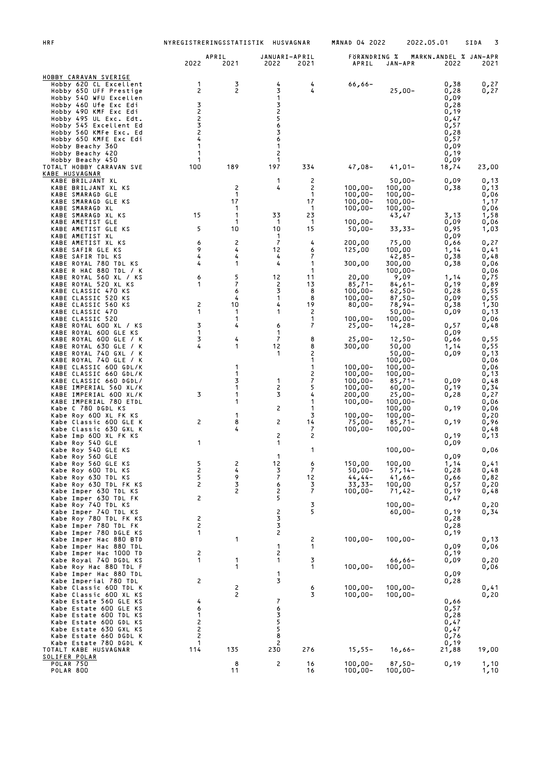| | APRIL | | JANUARI-APRIL | | FÖRÄNDRING % | | MARKN.ANDEL % JAN-APR | |
|---|---|---|---|---|---|---|---|---|
| | 2022 | 2021 | 2022 | 2021 | APRIL | JAN-APR | 2022 | 2021 |
| **HOBBY CARAVAN SVERIGE** | | | | | | | | |
| Hobby 620 CL Excellent | 1 | 3 | 4 | 4 | 66,66- | | 0,38 | 0,27 |
| Hobby 650 UFF Prestige | 2 | 2 | 3 | 4 | | 25,00- | 0,28 | 0,27 |
| Hobby 540 WFU Excellen | | | 1 | | | | 0,09 | |
| Hobby 460 Ufe Exc Edi | 3 | | 3 | | | | 0,28 | |
| Hobby 490 KMF Exc Edi | 2 | | 2 | | | | 0,19 | |
| Hobby 495 UL Exc. Edt. | 2 | | 5 | | | | 0,47 | |
| Hobby 545 Excellent Ed | 3 | | 6 | | | | 0,57 | |
| Hobby 560 KMFe Exc. Ed | 2 | | 3 | | | | 0,28 | |
| Hobby 650 KMFE Exc Edi | 4 | | 6 | | | | 0,57 | |
| Hobby Beachy 360 | 1 | | 1 | | | | 0,09 | |
| Hobby Beachy 420 | 1 | | 2 | | | | 0,19 | |
| Hobby Beachy 450 | 1 | | 1 | | | | 0,09 | |
| TOTALT HOBBY CARAVAN SVE | 100 | 189 | 197 | 334 | 47,08- | 41,01- | 18,74 | 23,00 |
| **KABE HUSVAGNAR** | | | | | | | | |
| KABE BRILJANT XL | | | 1 | 2 | | 50,00- | 0,09 | 0,13 |
| KABE BRILJANT XL KS | | 2 | 4 | 2 | 100,00- | 100,00 | 0,38 | 0,13 |
| KABE SMARAGD GLE | | 1 | | 1 | 100,00- | 100,00- | | 0,06 |
| KABE SMARAGD GLE KS | | 17 | | 17 | 100,00- | 100,00- | | 1,17 |
| KABE SMARAGD XL | | 1 | | 1 | 100,00- | 100,00- | | 0,06 |
| KABE SMARAGD XL KS | 15 | 1 | 33 | 23 | | 43,47 | 3,13 | 1,58 |
| KABE AMETIST GLE | | 1 | 1 | 1 | 100,00- | | 0,09 | 0,06 |
| KABE AMETIST GLE KS | 5 | 10 | 10 | 15 | 50,00- | 33,33- | 0,95 | 1,03 |
| KABE AMETIST XL | | | 1 | | | | 0,09 | |
| KABE AMETIST XL KS | 6 | 2 | 7 | 4 | 200,00 | 75,00 | 0,66 | 0,27 |
| KABE SAFIR GLE KS | 9 | 4 | 12 | 6 | 125,00 | 100,00 | 1,14 | 0,41 |
| KABE SAFIR TDL KS | 4 | 4 | 4 | 7 | | 42,85- | 0,38 | 0,48 |
| KABE ROYAL 780 TDL KS | 4 | 1 | 4 | 1 | 300,00 | 300,00 | 0,38 | 0,06 |
| KABE R HAC 880 TDL / K | | | | 1 | | 100,00- | | 0,06 |
| KABE ROYAL 560 XL / KS | 6 | 5 | 12 | 11 | 20,00 | 9,09 | 1,14 | 0,75 |
| KABE ROYAL 520 XL KS | 1 | 7 | 2 | 13 | 85,71- | 84,61- | 0,19 | 0,89 |
| KABE CLASSIC 470 KS | | 6 | 3 | 8 | 100,00- | 62,50- | 0,28 | 0,55 |
| KABE CLASSIC 520 KS | | 4 | 1 | 8 | 100,00- | 87,50- | 0,09 | 0,55 |
| KABE CLASSIC 560 KS | 2 | 10 | 4 | 19 | 80,00- | 78,94- | 0,38 | 1,30 |
| KABE CLASSIC 470 | 1 | 1 | 1 | 2 | | 50,00- | 0,09 | 0,13 |
| KABE CLASSIC 520 | | 1 | | 1 | 100,00- | 100,00- | | 0,06 |
| KABE ROYAL 600 XL / KS | 3 | 4 | 6 | 7 | 25,00- | 14,28- | 0,57 | 0,48 |
| KABE ROYAL 600 GLE KS | 1 | | 1 | | | | 0,09 | |
| KABE ROYAL 600 GLE / K | 3 | 4 | 7 | 8 | 25,00- | 12,50- | 0,66 | 0,55 |
| KABE ROYAL 630 GLE / K | 4 | 1 | 12 | 8 | 300,00 | 50,00 | 1,14 | 0,55 |
| KABE ROYAL 740 GXL / K | | | 1 | 2 | | 50,00- | 0,09 | 0,13 |
| KABE ROYAL 740 GLE / K | | | | 1 | | 100,00- | | 0,06 |
| KABE CLASSIC 600 GDL/K | | 1 | | 1 | 100,00- | 100,00- | | 0,06 |
| KABE CLASSIC 660 GDL/K | | 1 | | 2 | 100,00- | 100,00- | | 0,13 |
| KABE CLASSIC 660 DGDL/ | | 3 | 1 | 7 | 100,00- | 85,71- | 0,09 | 0,48 |
| KABE IMPERIAL 560 XL/K | | 1 | 2 | 5 | 100,00- | 60,00- | 0,19 | 0,34 |
| KABE IMPERIAL 600 XL/K | 3 | 1 | 3 | 4 | 200,00 | 25,00- | 0,28 | 0,27 |
| KABE IMPERIAL 780 ETDL | | 1 | | 1 | 100,00- | 100,00- | | 0,06 |
| Kabe C 780 DGDL KS | | | 2 | 1 | | 100,00 | 0,19 | 0,06 |
| Kabe Roy 600 XL FK KS | | 1 | | 3 | 100,00- | 100,00- | | 0,20 |
| Kabe Classic 600 GLE K | 2 | 8 | 2 | 14 | 75,00- | 85,71- | 0,19 | 0,96 |
| Kabe Classic 630 GXL K | | 4 | | 7 | 100,00- | 100,00- | | 0,48 |
| Kabe Imp 600 XL FK KS | | | 2 | 2 | | | 0,19 | 0,13 |
| Kabe Roy 540 GLE | 1 | | 1 | | | | 0,09 | |
| Kabe Roy 540 GLE KS | | | | 1 | | 100,00- | | 0,06 |
| Kabe Roy 560 GLE | | | 1 | | | | 0,09 | |
| Kabe Roy 560 GLE KS | 5 | 2 | 12 | 6 | 150,00 | 100,00 | 1,14 | 0,41 |
| Kabe Roy 600 TDL KS | 2 | 4 | 3 | 7 | 50,00- | 57,14- | 0,28 | 0,48 |
| Kabe Roy 630 TDL KS | 5 | 9 | 7 | 12 | 44,44- | 41,66- | 0,66 | 0,82 |
| Kabe Roy 630 TDL FK KS | 2 | 3 | 6 | 3 | 33,33- | 100,00 | 0,57 | 0,20 |
| Kabe Imper 630 TDL KS | | 2 | 2 | 7 | 100,00- | 71,42- | 0,19 | 0,48 |
| Kabe Imper 630 TDL FK | 2 | | 5 | | | | 0,47 | |
| Kabe Roy 740 TDL KS | | | | 3 | | 100,00- | | 0,20 |
| Kabe Imper 740 TDL KS | | | 2 | 5 | | 60,00- | 0,19 | 0,34 |
| Kabe Roy 780 TDL FK KS | 2 | | 3 | | | | 0,28 | |
| Kabe Imper 780 TDL FK | 2 | | 3 | | | | 0,28 | |
| Kabe Imper 780 DGLE KS | 1 | | 2 | | | | 0,19 | |
| Kabe Imper Hac 880 BTD | | 1 | | 2 | 100,00- | 100,00- | | 0,13 |
| Kabe Imper Hac 880 TDL | | | 1 | 1 | | | 0,09 | 0,06 |
| Kabe Imper Hac 1000 TD | 2 | | 2 | | | | 0,19 | |
| Kabe Royal 740 DGDL KS | 1 | 1 | 1 | 3 | | 66,66- | 0,09 | 0,20 |
| Kabe Roy Hac 880 TDL F | | 1 | | 1 | 100,00- | 100,00- | | 0,06 |
| Kabe Imper Hac 880 TDL | | | 1 | | | | 0,09 | |
| Kabe Imperial 780 TDL | 2 | | 3 | | | | 0,28 | |
| Kabe Classic 600 TDL K | | 2 | | 6 | 100,00- | 100,00- | | 0,41 |
| Kabe Classic 600 XL KS | | 2 | | 3 | 100,00- | 100,00- | | 0,20 |
| Kabe Estate 560 GLE KS | 4 | | 7 | | | | 0,66 | |
| Kabe Estate 600 GLE KS | 6 | | 6 | | | | 0,57 | |
| Kabe Estate 600 TDL KS | 1 | | 3 | | | | 0,28 | |
| Kabe Estate 600 GDL KS | 2 | | 5 | | | | 0,47 | |
| Kabe Estate 630 GXL KS | 2 | | 5 | | | | 0,47 | |
| Kabe Estate 660 DGDL K | 2 | | 8 | | | | 0,76 | |
| Kabe Estate 780 DGDL K | 1 | | 2 | | | | 0,19 | |
| TOTALT KABE HUSVAGNAR | 114 | 135 | 230 | 276 | 15,55- | 16,66- | 21,88 | 19,00 |
| **SOLIFER POLAR** | | | | | | | | |
| POLAR 750 | | 8 | 2 | 16 | 100,00- | 87,50- | 0,19 | 1,10 |
| POLAR 800 | | 11 | | 16 | 100,00- | 100,00- | | 1,10 |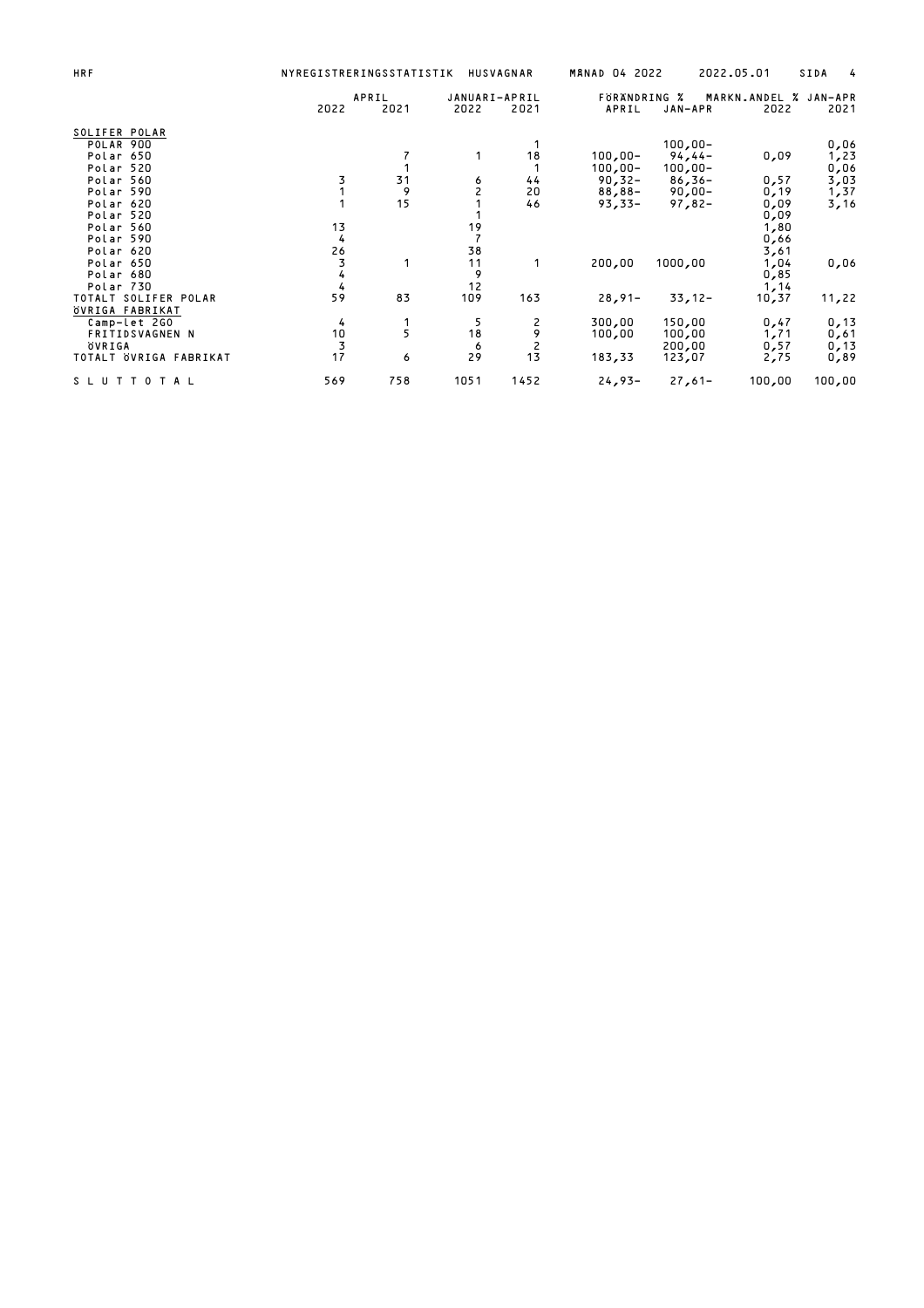HRF NYREGISTRERINGSSTATISTIK HUSVAGNAR MÅNAD 04 2022 2022.05.01

| | APRIL | | JANUARI-APRIL | | FÖRÄNDRING % | | MARKN.ANDEL % JAN-APR | |
|---|---|---|---|---|---|---|---|---|
| | 2022 | 2021 | 2022 | 2021 | APRIL | JAN-APR | 2022 | 2021 |
| SOLIFER POLAR | | | | | | | | |
| POLAR 900 | | | | 1 | | 100,00- | | 0,06 |
| Polar 650 | | 7 | 1 | 18 | 100,00- | 94,44- | 0,09 | 1,23 |
| Polar 520 | | 1 | | 1 | 100,00- | 100,00- | | 0,06 |
| Polar 560 | 3 | 31 | 6 | 44 | 90,32- | 86,36- | 0,57 | 3,03 |
| Polar 590 | 1 | 9 | 2 | 20 | 88,88- | 90,00- | 0,19 | 1,37 |
| Polar 620 | 1 | 15 | 1 | 46 | 93,33- | 97,82- | 0,09 | 3,16 |
| Polar 520 | | | 1 | | | | 0,09 | |
| Polar 560 | 13 | | 19 | | | | 1,80 | |
| Polar 590 | 4 | | 7 | | | | 0,66 | |
| Polar 620 | 26 | | 38 | | | | 3,61 | |
| Polar 650 | 3 | 1 | 11 | 1 | 200,00 | 1000,00 | 1,04 | 0,06 |
| Polar 680 | 4 | | 9 | | | | 0,85 | |
| Polar 730 | 4 | | 12 | | | | 1,14 | |
| TOTALT SOLIFER POLAR | 59 | 83 | 109 | 163 | 28,91- | 33,12- | 10,37 | 11,22 |
| ÖVRIGA FABRIKAT | | | | | | | | |
| Camp-let 2GO | 4 | 1 | 5 | 2 | 300,00 | 150,00 | 0,47 | 0,13 |
| FRITIDSVAGNEN N | 10 | 5 | 18 | 9 | 100,00 | 100,00 | 1,71 | 0,61 |
| ÖVRIGA | 3 | | 6 | 2 | | 200,00 | 0,57 | 0,13 |
| TOTALT ÖVRIGA FABRIKAT | 17 | 6 | 29 | 13 | 183,33 | 123,07 | 2,75 | 0,89 |
| S L U T T O T A L | 569 | 758 | 1051 | 1452 | 24,93- | 27,61- | 100,00 | 100,00 |